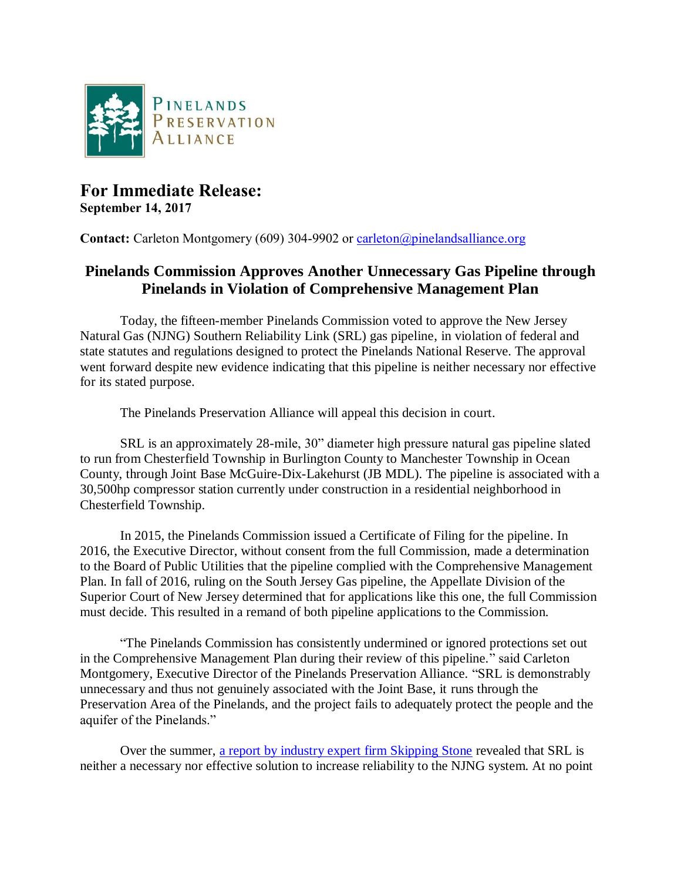Pinelands Preservation Alliance

# For Immediate Release:

**September 14, 2017**

**Contact:** Carleton Montgomery (609) 304-9902 or [carleton@pinelandsalliance.org](mailto:carleton@pinelandsalliance.org)

## Pinelands Commission Approves Another Unnecessary Gas Pipeline through Pinelands in Violation of Comprehensive Management Plan

Today, the fifteen-member Pinelands Commission voted to approve the New Jersey Natural Gas (NJNG) Southern Reliability Link (SRL) gas pipeline, in violation of federal and state statutes and regulations designed to protect the Pinelands National Reserve. The approval went forward despite new evidence indicating that this pipeline is neither necessary nor effective for its stated purpose.

The Pinelands Preservation Alliance will appeal this decision in court.

SRL is an approximately 28-mile, 30" diameter high pressure natural gas pipeline slated to run from Chesterfield Township in Burlington County to Manchester Township in Ocean County, through Joint Base McGuire-Dix-Lakehurst (JB MDL). The pipeline is associated with a 30,500hp compressor station currently under construction in a residential neighborhood in Chesterfield Township.

In 2015, the Pinelands Commission issued a Certificate of Filing for the pipeline. In 2016, the Executive Director, without consent from the full Commission, made a determination to the Board of Public Utilities that the pipeline complied with the Comprehensive Management Plan. In fall of 2016, ruling on the South Jersey Gas pipeline, the Appellate Division of the Superior Court of New Jersey determined that for applications like this one, the full Commission must decide. This resulted in a remand of both pipeline applications to the Commission.

"The Pinelands Commission has consistently undermined or ignored protections set out in the Comprehensive Management Plan during their review of this pipeline." said Carleton Montgomery, Executive Director of the Pinelands Preservation Alliance. "SRL is demonstrably unnecessary and thus not genuinely associated with the Joint Base, it runs through the Preservation Area of the Pinelands, and the project fails to adequately protect the people and the aquifer of the Pinelands."

Over the summer, [a report by industry expert firm Skipping Stone](#) revealed that SRL is neither a necessary nor effective solution to increase reliability to the NJNG system. At no point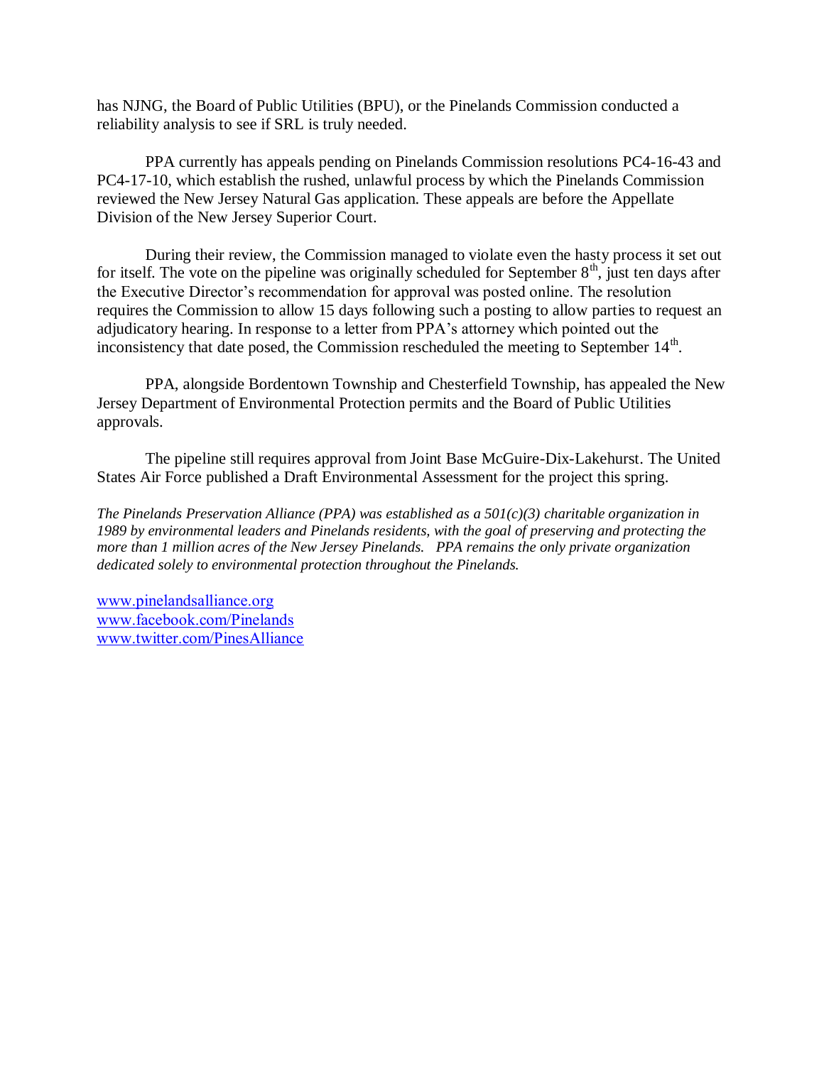has NJNG, the Board of Public Utilities (BPU), or the Pinelands Commission conducted a reliability analysis to see if SRL is truly needed.

PPA currently has appeals pending on Pinelands Commission resolutions PC4-16-43 and PC4-17-10, which establish the rushed, unlawful process by which the Pinelands Commission reviewed the New Jersey Natural Gas application. These appeals are before the Appellate Division of the New Jersey Superior Court.

During their review, the Commission managed to violate even the hasty process it set out for itself. The vote on the pipeline was originally scheduled for September 8th, just ten days after the Executive Director's recommendation for approval was posted online. The resolution requires the Commission to allow 15 days following such a posting to allow parties to request an adjudicatory hearing. In response to a letter from PPA's attorney which pointed out the inconsistency that date posed, the Commission rescheduled the meeting to September 14th.

PPA, alongside Bordentown Township and Chesterfield Township, has appealed the New Jersey Department of Environmental Protection permits and the Board of Public Utilities approvals.

The pipeline still requires approval from Joint Base McGuire-Dix-Lakehurst. The United States Air Force published a Draft Environmental Assessment for the project this spring.

*The Pinelands Preservation Alliance (PPA) was established as a 501(c)(3) charitable organization in 1989 by environmental leaders and Pinelands residents, with the goal of preserving and protecting the more than 1 million acres of the New Jersey Pinelands. PPA remains the only private organization dedicated solely to environmental protection throughout the Pinelands.*

www.pinelandsalliance.org
www.facebook.com/Pinelands
www.twitter.com/PinesAlliance